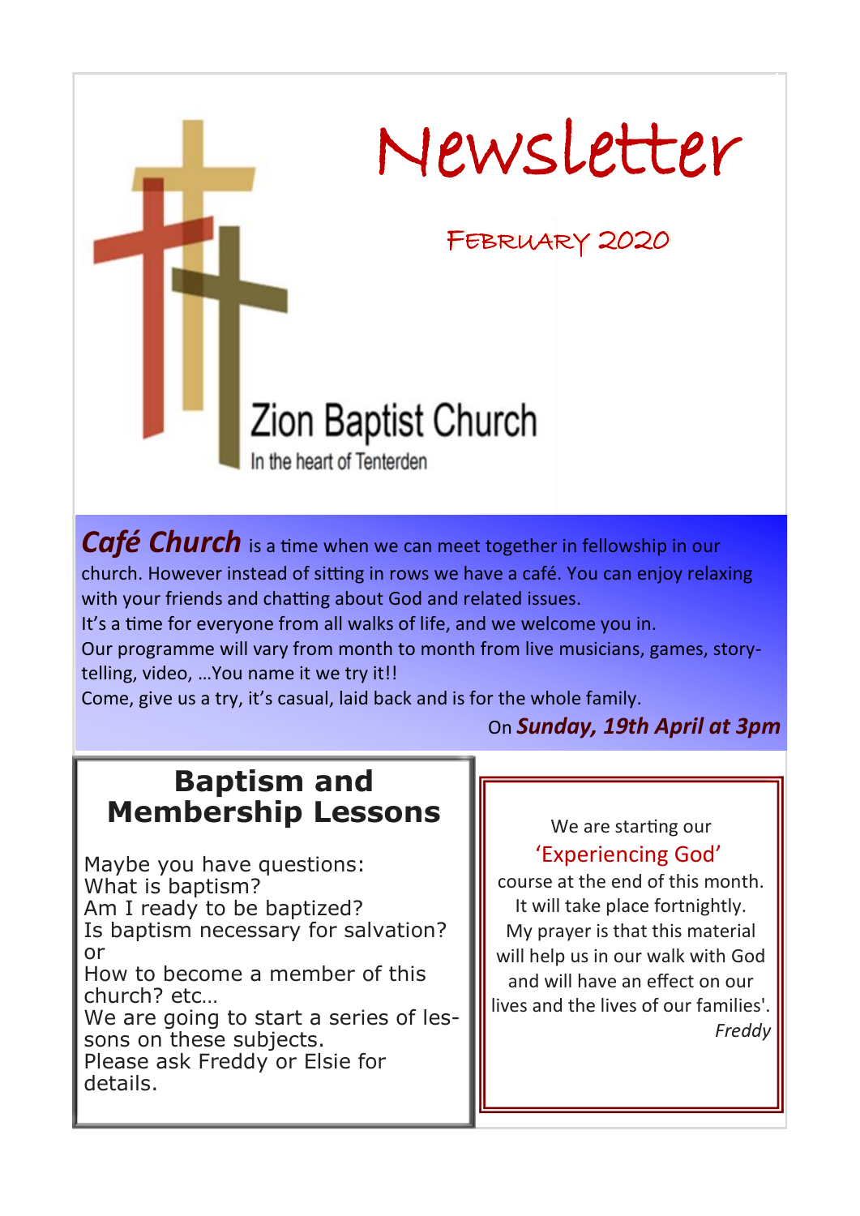# Newsletter

## February 2020

**Zion Baptist Church**

In the heart of Tenterden

***Café Church*** is a time when we can meet together in fellowship in our church. However instead of sitting in rows we have a café. You can enjoy relaxing with your friends and chatting about God and related issues.

It's a time for everyone from all walks of life, and we welcome you in.

Our programme will vary from month to month from live musicians, games, story-telling, video, …You name it we try it!!

Come, give us a try, it's casual, laid back and is for the whole family.

On ***Sunday, 19th April at 3pm***

## Baptism and Membership Lessons

Maybe you have questions:
What is baptism?
Am I ready to be baptized?
Is baptism necessary for salvation?
or
How to become a member of this church? etc…
We are going to start a series of lessons on these subjects.
Please ask Freddy or Elsie for details.

We are starting our
'Experiencing God'
course at the end of this month.
It will take place fortnightly.
My prayer is that this material will help us in our walk with God and will have an effect on our lives and the lives of our families'.

*Freddy*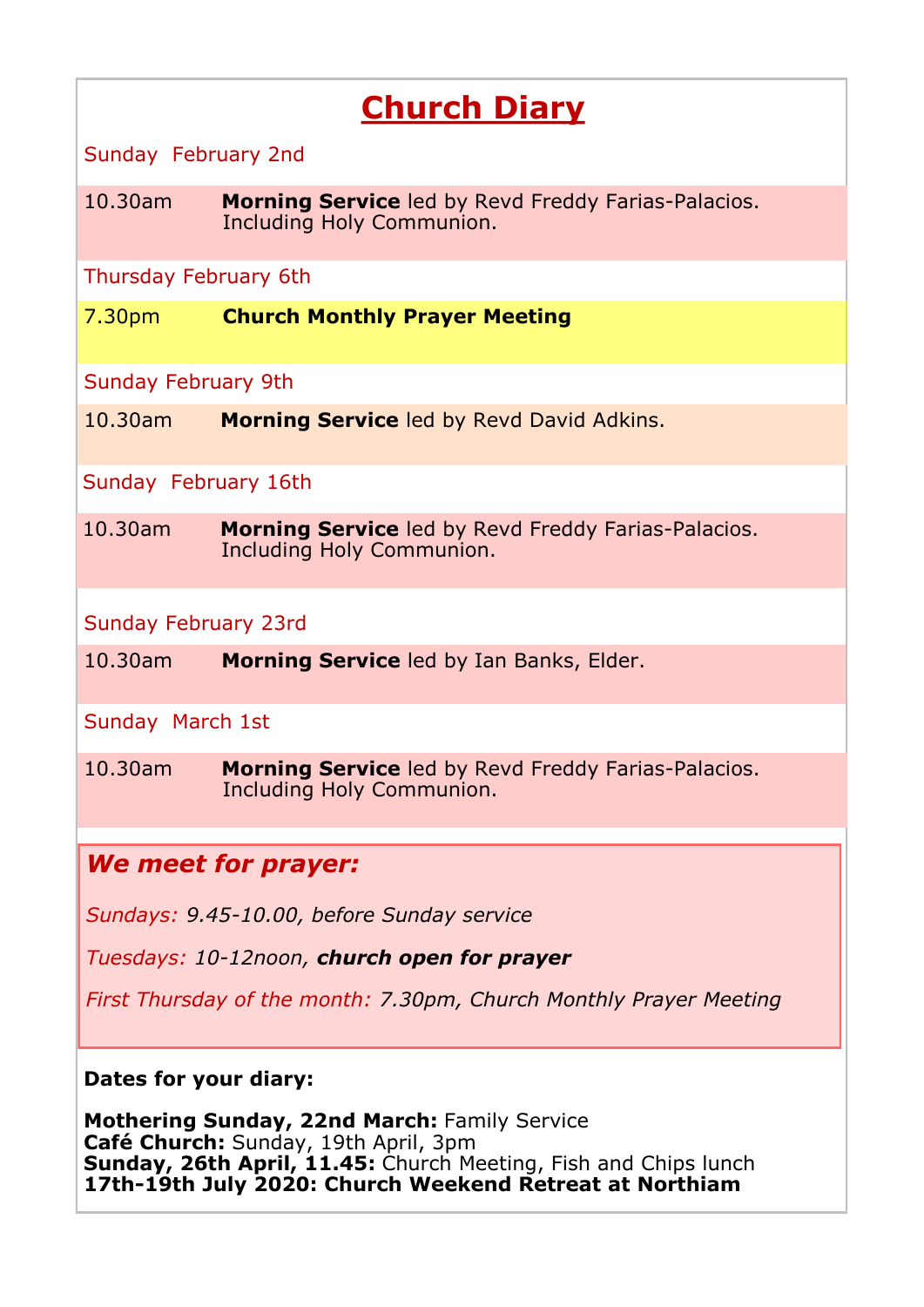# Church Diary

Sunday February 2nd

10.30am **Morning Service** led by Revd Freddy Farias-Palacios. Including Holy Communion.

Thursday February 6th

7.30pm **Church Monthly Prayer Meeting**

Sunday February 9th

10.30am **Morning Service** led by Revd David Adkins.

Sunday February 16th

10.30am **Morning Service** led by Revd Freddy Farias-Palacios. Including Holy Communion.

Sunday February 23rd

10.30am **Morning Service** led by Ian Banks, Elder.

Sunday March 1st

10.30am **Morning Service** led by Revd Freddy Farias-Palacios. Including Holy Communion.

## *We meet for prayer:*

*Sundays: 9.45-10.00, before Sunday service*

*Tuesdays: 10-12noon, **church open for prayer***

*First Thursday of the month: 7.30pm, Church Monthly Prayer Meeting*

**Dates for your diary:**

**Mothering Sunday, 22nd March:** Family Service
**Café Church:** Sunday, 19th April, 3pm
**Sunday, 26th April, 11.45:** Church Meeting, Fish and Chips lunch
**17th-19th July 2020: Church Weekend Retreat at Northiam**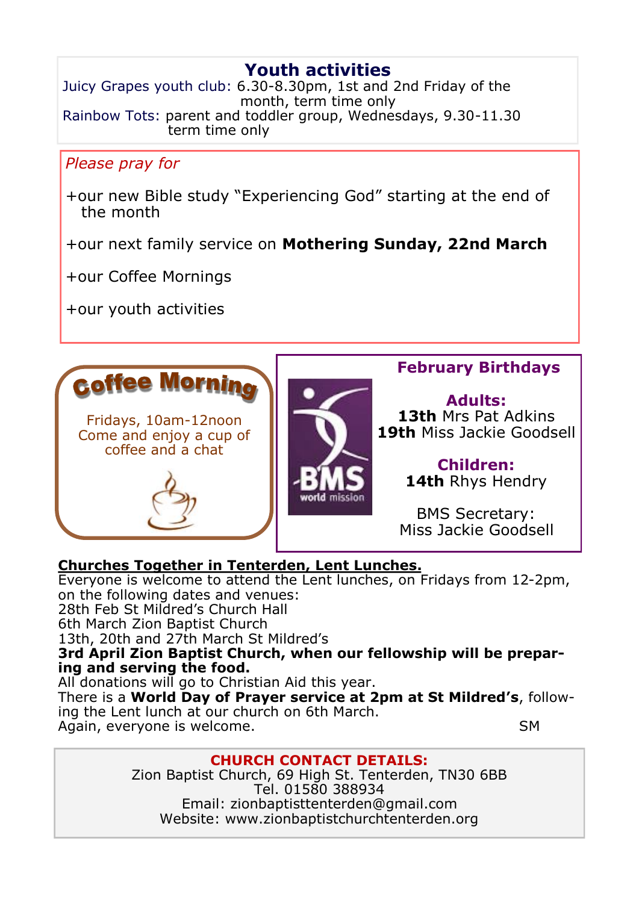## Youth activities

Juicy Grapes youth club: 6.30-8.30pm, 1st and 2nd Friday of the month, term time only

Rainbow Tots: parent and toddler group, Wednesdays, 9.30-11.30 term time only

*Please pray for*

+our new Bible study “Experiencing God” starting at the end of the month

+our next family service on **Mothering Sunday, 22nd March**

+our Coffee Mornings

+our youth activities

## Coffee Morning

Fridays, 10am-12noon
Come and enjoy a cup of coffee and a chat

## February Birthdays

**Adults:**
**13th** Mrs Pat Adkins
**19th** Miss Jackie Goodsell

**Children:**
**14th** Rhys Hendry

BMS Secretary:
Miss Jackie Goodsell

**Churches Together in Tenterden, Lent Lunches.**

Everyone is welcome to attend the Lent lunches, on Fridays from 12-2pm, on the following dates and venues:
28th Feb St Mildred’s Church Hall
6th March Zion Baptist Church
13th, 20th and 27th March St Mildred’s
**3rd April Zion Baptist Church, when our fellowship will be preparing and serving the food.**
All donations will go to Christian Aid this year.
There is a **World Day of Prayer service at 2pm at St Mildred’s**, following the Lent lunch at our church on 6th March.
Again, everyone is welcome. SM

**CHURCH CONTACT DETAILS:**
Zion Baptist Church, 69 High St. Tenterden, TN30 6BB
Tel. 01580 388934
Email: zionbaptisttenterden@gmail.com
Website: www.zionbaptistchurchtenterden.org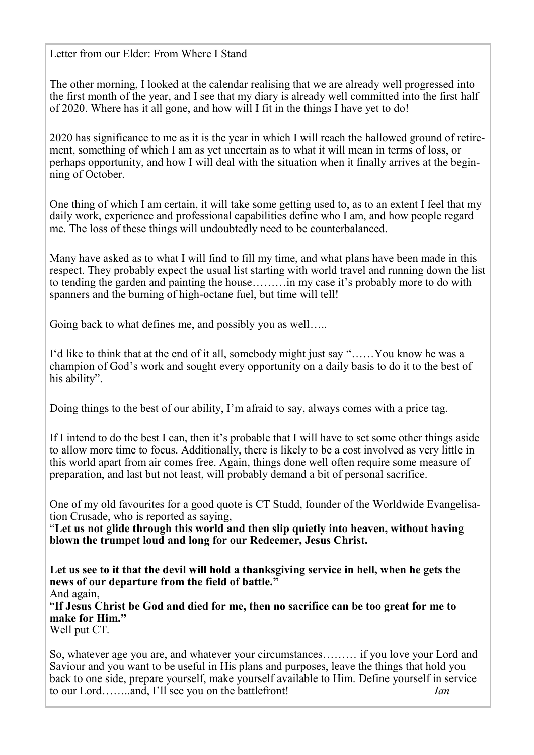Letter from our Elder: From Where I Stand

The other morning, I looked at the calendar realising that we are already well progressed into the first month of the year, and I see that my diary is already well committed into the first half of 2020. Where has it all gone, and how will I fit in the things I have yet to do!

2020 has significance to me as it is the year in which I will reach the hallowed ground of retirement, something of which I am as yet uncertain as to what it will mean in terms of loss, or perhaps opportunity, and how I will deal with the situation when it finally arrives at the beginning of October.

One thing of which I am certain, it will take some getting used to, as to an extent I feel that my daily work, experience and professional capabilities define who I am, and how people regard me. The loss of these things will undoubtedly need to be counterbalanced.

Many have asked as to what I will find to fill my time, and what plans have been made in this respect. They probably expect the usual list starting with world travel and running down the list to tending the garden and painting the house………in my case it's probably more to do with spanners and the burning of high-octane fuel, but time will tell!

Going back to what defines me, and possibly you as well…..

I'd like to think that at the end of it all, somebody might just say "……You know he was a champion of God's work and sought every opportunity on a daily basis to do it to the best of his ability".

Doing things to the best of our ability, I'm afraid to say, always comes with a price tag.

If I intend to do the best I can, then it's probable that I will have to set some other things aside to allow more time to focus. Additionally, there is likely to be a cost involved as very little in this world apart from air comes free. Again, things done well often require some measure of preparation, and last but not least, will probably demand a bit of personal sacrifice.

One of my old favourites for a good quote is CT Studd, founder of the Worldwide Evangelisation Crusade, who is reported as saying,
"**Let us not glide through this world and then slip quietly into heaven, without having blown the trumpet loud and long for our Redeemer, Jesus Christ.**

**Let us see to it that the devil will hold a thanksgiving service in hell, when he gets the news of our departure from the field of battle."**
And again,
"**If Jesus Christ be God and died for me, then no sacrifice can be too great for me to make for Him."**
Well put CT.

So, whatever age you are, and whatever your circumstances……… if you love your Lord and Saviour and you want to be useful in His plans and purposes, leave the things that hold you back to one side, prepare yourself, make yourself available to Him. Define yourself in service to our Lord……..and, I'll see you on the battlefront!

*Ian*